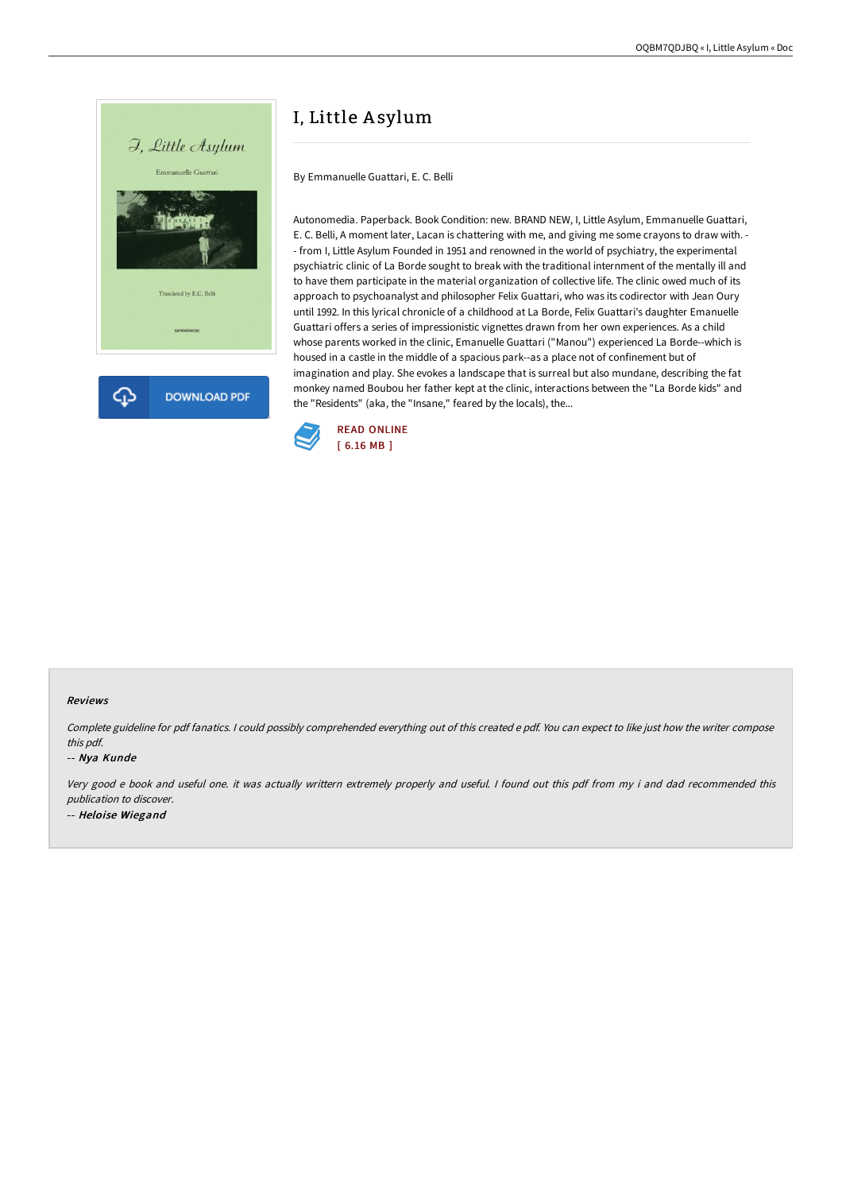# I, Little Asylum

By Emmanuelle Guattari, E. C. Belli

Autonomedia. Paperback. Book Condition: new. BRAND NEW, I, Little Asylum, Emmanuelle Guattari, E. C. Belli, A moment later, Lacan is chattering with me, and giving me some crayons to draw with. -- from I, Little Asylum Founded in 1951 and renowned in the world of psychiatry, the experimental psychiatric clinic of La Borde sought to break with the traditional internment of the mentally ill and to have them participate in the material organization of collective life. The clinic owed much of its approach to psychoanalyst and philosopher Felix Guattari, who was its codirector with Jean Oury until 1992. In this lyrical chronicle of a childhood at La Borde, Felix Guattari's daughter Emanuelle Guattari offers a series of impressionistic vignettes drawn from her own experiences. As a child whose parents worked in the clinic, Emanuelle Guattari ("Manou") experienced La Borde--which is housed in a castle in the middle of a spacious park--as a place not of confinement but of imagination and play. She evokes a landscape that is surreal but also mundane, describing the fat monkey named Boubou her father kept at the clinic, interactions between the "La Borde kids" and the "Residents" (aka, the "Insane," feared by the locals), the...

READ ONLINE
[ 6.16 MB ]

### Reviews

*Complete guideline for pdf fanatics. I could possibly comprehended everything out of this created e pdf. You can expect to like just how the writer compose this pdf.*

-- ***Nya Kunde***

*Very good e book and useful one. it was actually writtern extremely properly and useful. I found out this pdf from my i and dad recommended this publication to discover.*

-- ***Heloise Wiegand***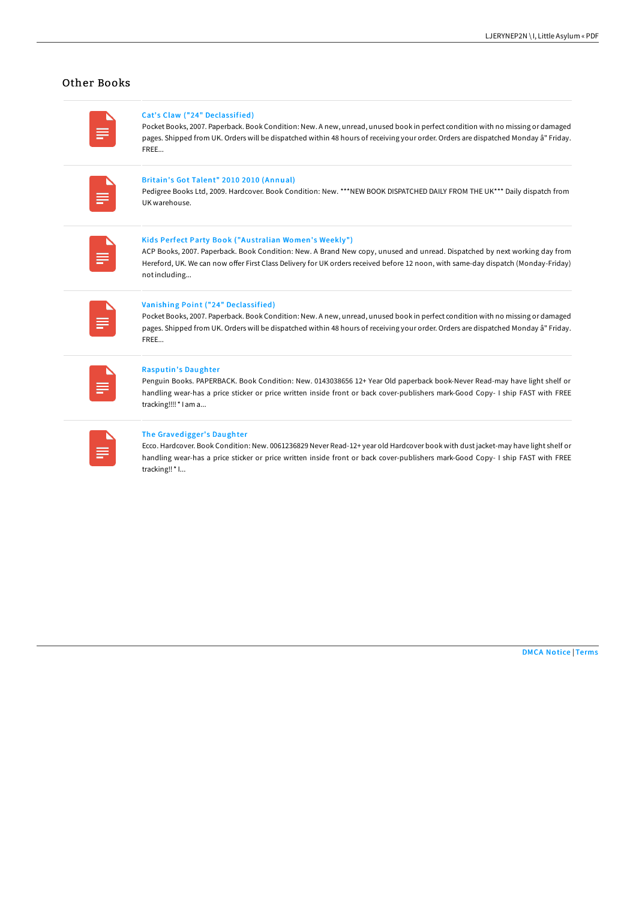## Other Books

### Cat's Claw ("24" Declassified)

Pocket Books, 2007. Paperback. Book Condition: New. A new, unread, unused book in perfect condition with no missing or damaged pages. Shipped from UK. Orders will be dispatched within 48 hours of receiving your order. Orders are dispatched Monday â" Friday. FREE...

### Britain's Got Talent" 2010 2010 (Annual)

Pedigree Books Ltd, 2009. Hardcover. Book Condition: New. ***NEW BOOK DISPATCHED DAILY FROM THE UK*** Daily dispatch from UK warehouse.

### Kids Perfect Party Book ("Australian Women's Weekly")

ACP Books, 2007. Paperback. Book Condition: New. A Brand New copy, unused and unread. Dispatched by next working day from Hereford, UK. We can now offer First Class Delivery for UK orders received before 12 noon, with same-day dispatch (Monday-Friday) not including...

### Vanishing Point ("24" Declassified)

Pocket Books, 2007. Paperback. Book Condition: New. A new, unread, unused book in perfect condition with no missing or damaged pages. Shipped from UK. Orders will be dispatched within 48 hours of receiving your order. Orders are dispatched Monday â" Friday. FREE...

### Rasputin's Daughter

Penguin Books. PAPERBACK. Book Condition: New. 0143038656 12+ Year Old paperback book-Never Read-may have light shelf or handling wear-has a price sticker or price written inside front or back cover-publishers mark-Good Copy- I ship FAST with FREE tracking!!!! * I am a...

### The Gravedigger's Daughter

Ecco. Hardcover. Book Condition: New. 0061236829 Never Read-12+ year old Hardcover book with dust jacket-may have light shelf or handling wear-has a price sticker or price written inside front or back cover-publishers mark-Good Copy- I ship FAST with FREE tracking!! * I...

DMCA Notice | Terms